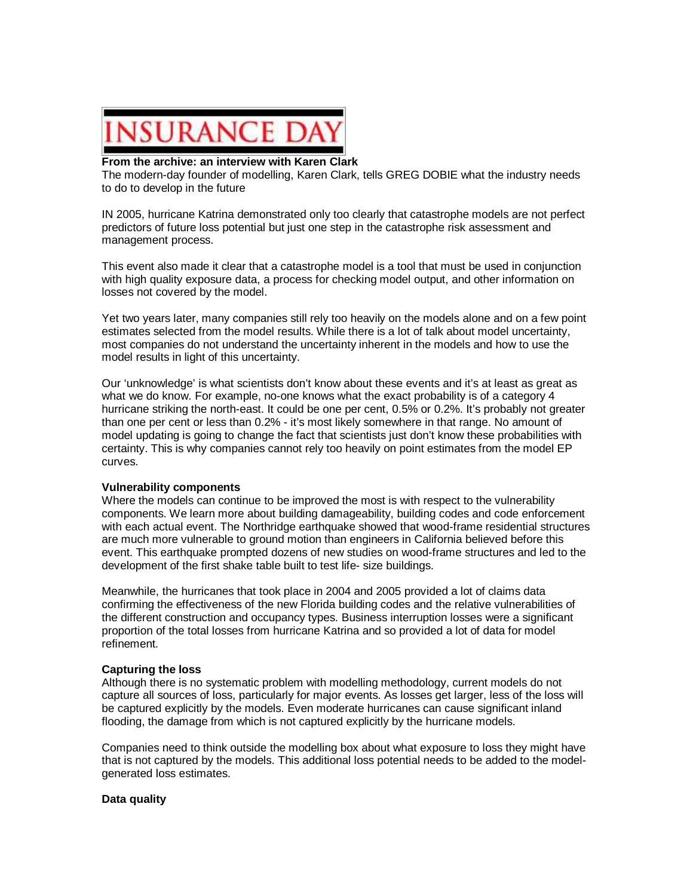# INSURANCE DAY

**From the archive: an interview with Karen Clark**

The modern-day founder of modelling, Karen Clark, tells GREG DOBIE what the industry needs to do to develop in the future

IN 2005, hurricane Katrina demonstrated only too clearly that catastrophe models are not perfect predictors of future loss potential but just one step in the catastrophe risk assessment and management process.

This event also made it clear that a catastrophe model is a tool that must be used in conjunction with high quality exposure data, a process for checking model output, and other information on losses not covered by the model.

Yet two years later, many companies still rely too heavily on the models alone and on a few point estimates selected from the model results. While there is a lot of talk about model uncertainty, most companies do not understand the uncertainty inherent in the models and how to use the model results in light of this uncertainty.

Our 'unknowledge' is what scientists don't know about these events and it's at least as great as what we do know. For example, no-one knows what the exact probability is of a category 4 hurricane striking the north-east. It could be one per cent, 0.5% or 0.2%. It's probably not greater than one per cent or less than 0.2% - it's most likely somewhere in that range. No amount of model updating is going to change the fact that scientists just don't know these probabilities with certainty. This is why companies cannot rely too heavily on point estimates from the model EP curves.

**Vulnerability components**

Where the models can continue to be improved the most is with respect to the vulnerability components. We learn more about building damageability, building codes and code enforcement with each actual event. The Northridge earthquake showed that wood-frame residential structures are much more vulnerable to ground motion than engineers in California believed before this event. This earthquake prompted dozens of new studies on wood-frame structures and led to the development of the first shake table built to test life- size buildings.

Meanwhile, the hurricanes that took place in 2004 and 2005 provided a lot of claims data confirming the effectiveness of the new Florida building codes and the relative vulnerabilities of the different construction and occupancy types. Business interruption losses were a significant proportion of the total losses from hurricane Katrina and so provided a lot of data for model refinement.

**Capturing the loss**

Although there is no systematic problem with modelling methodology, current models do not capture all sources of loss, particularly for major events. As losses get larger, less of the loss will be captured explicitly by the models. Even moderate hurricanes can cause significant inland flooding, the damage from which is not captured explicitly by the hurricane models.

Companies need to think outside the modelling box about what exposure to loss they might have that is not captured by the models. This additional loss potential needs to be added to the model-generated loss estimates.

**Data quality**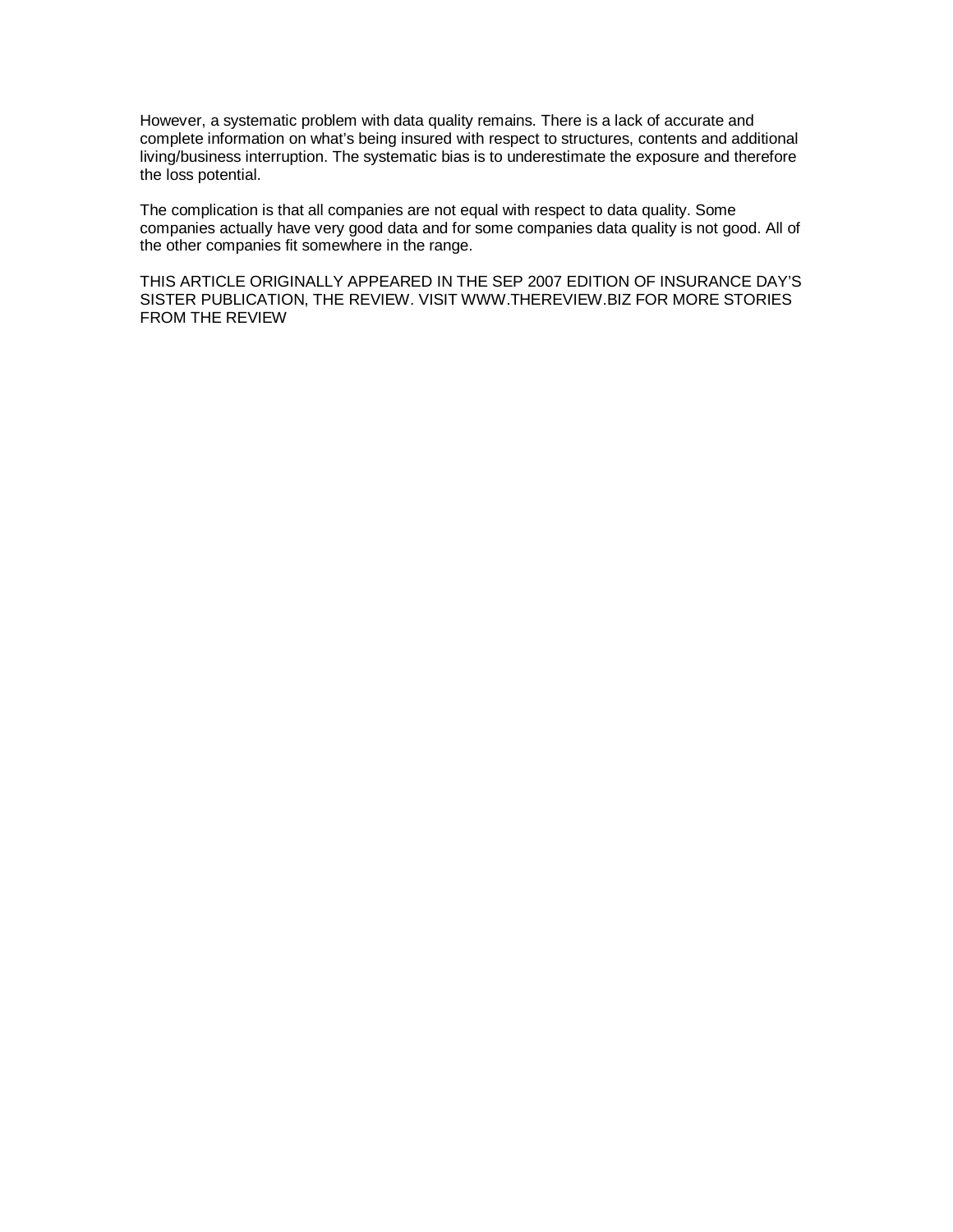However, a systematic problem with data quality remains. There is a lack of accurate and complete information on what's being insured with respect to structures, contents and additional living/business interruption. The systematic bias is to underestimate the exposure and therefore the loss potential.

The complication is that all companies are not equal with respect to data quality. Some companies actually have very good data and for some companies data quality is not good. All of the other companies fit somewhere in the range.

THIS ARTICLE ORIGINALLY APPEARED IN THE SEP 2007 EDITION OF INSURANCE DAY'S SISTER PUBLICATION, THE REVIEW. VISIT WWW.THEREVIEW.BIZ FOR MORE STORIES FROM THE REVIEW